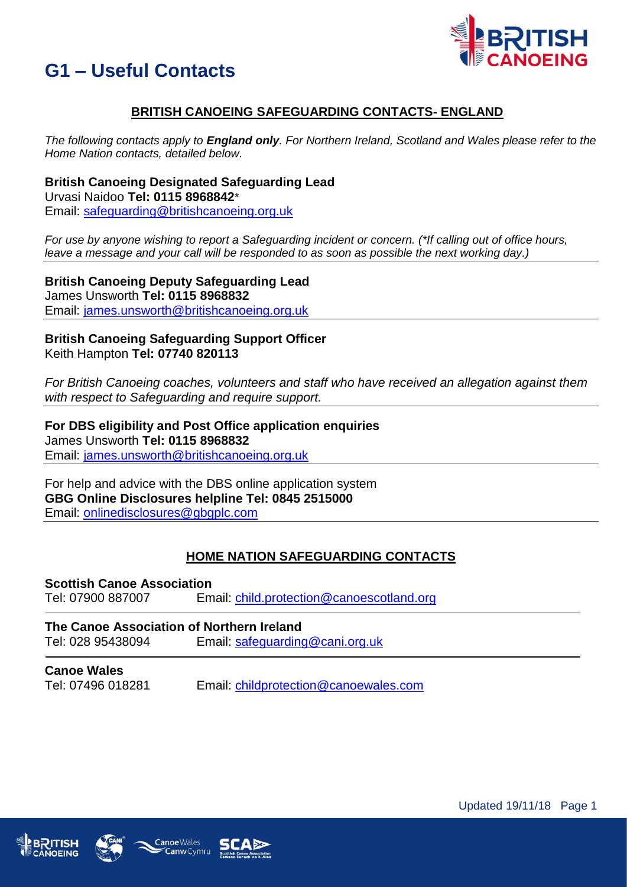# G1 – Useful Contacts

## BRITISH CANOEING SAFEGUARDING CONTACTS- ENGLAND

*The following contacts apply to **England only**. For Northern Ireland, Scotland and Wales please refer to the Home Nation contacts, detailed below.*

**British Canoeing Designated Safeguarding Lead**
Urvasi Naidoo **Tel: 0115 8968842***
Email: safeguarding@britishcanoeing.org.uk

*For use by anyone wishing to report a Safeguarding incident or concern. (*If calling out of office hours, leave a message and your call will be responded to as soon as possible the next working day.)*

---

**British Canoeing Deputy Safeguarding Lead**
James Unsworth **Tel: 0115 8968832**
Email: james.unsworth@britishcanoeing.org.uk

---

**British Canoeing Safeguarding Support Officer**
Keith Hampton **Tel: 07740 820113**

*For British Canoeing coaches, volunteers and staff who have received an allegation against them with respect to Safeguarding and require support.*

---

**For DBS eligibility and Post Office application enquiries**
James Unsworth **Tel: 0115 8968832**
Email: james.unsworth@britishcanoeing.org.uk

---

For help and advice with the DBS online application system
**GBG Online Disclosures helpline Tel: 0845 2515000**
Email: onlinedisclosures@gbgplc.com

---

## HOME NATION SAFEGUARDING CONTACTS

**Scottish Canoe Association**
Tel: 07900 887007 Email: child.protection@canoescotland.org

---

**The Canoe Association of Northern Ireland**
Tel: 028 95438094 Email: safeguarding@cani.org.uk

---

**Canoe Wales**
Tel: 07496 018281 Email: childprotection@canoewales.com

Updated 19/11/18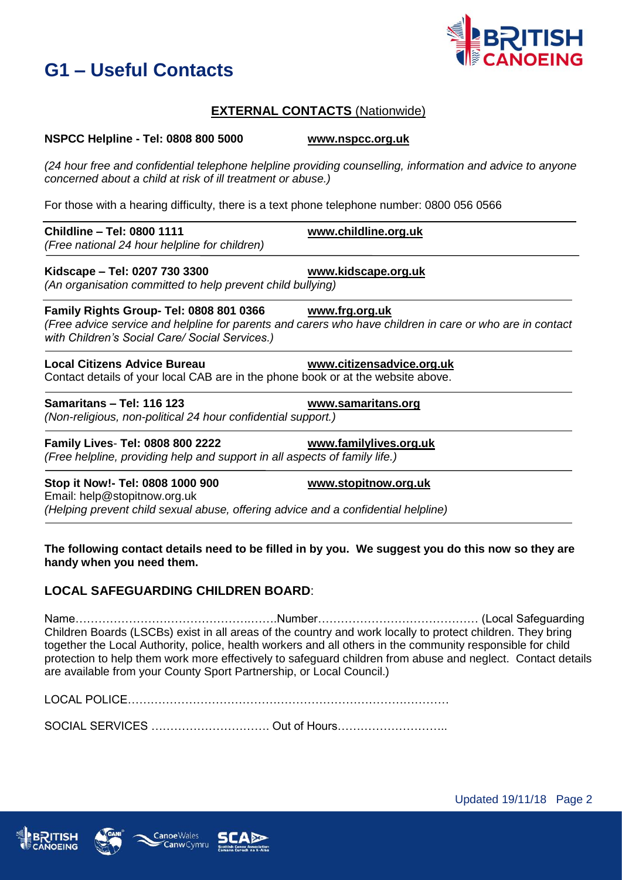# G1 – Useful Contacts

**EXTERNAL CONTACTS** (Nationwide)

**NSPCC Helpline - Tel: 0808 800 5000** **www.nspcc.org.uk**

*(24 hour free and confidential telephone helpline providing counselling, information and advice to anyone concerned about a child at risk of ill treatment or abuse.)*

For those with a hearing difficulty, there is a text phone telephone number: 0800 056 0566

**Childline – Tel: 0800 1111** **www.childline.org.uk**
*(Free national 24 hour helpline for children)*

**Kidscape – Tel: 0207 730 3300** **www.kidscape.org.uk**
*(An organisation committed to help prevent child bullying)*

**Family Rights Group- Tel: 0808 801 0366** **www.frg.org.uk**
*(Free advice service and helpline for parents and carers who have children in care or who are in contact with Children's Social Care/ Social Services.)*

**Local Citizens Advice Bureau** **www.citizensadvice.org.uk**
Contact details of your local CAB are in the phone book or at the website above.

**Samaritans – Tel: 116 123** **www.samaritans.org**
*(Non-religious, non-political 24 hour confidential support.)*

**Family Lives- Tel: 0808 800 2222** **www.familylives.org.uk**
*(Free helpline, providing help and support in all aspects of family life.)*

**Stop it Now!- Tel: 0808 1000 900** **www.stopitnow.org.uk**
Email: help@stopitnow.org.uk
*(Helping prevent child sexual abuse, offering advice and a confidential helpline)*

**The following contact details need to be filled in by you. We suggest you do this now so they are handy when you need them.**

## LOCAL SAFEGUARDING CHILDREN BOARD:

Name……………………………………….…….Number…………………………………… (Local Safeguarding Children Boards (LSCBs) exist in all areas of the country and work locally to protect children. They bring together the Local Authority, police, health workers and all others in the community responsible for child protection to help them work more effectively to safeguard children from abuse and neglect. Contact details are available from your County Sport Partnership, or Local Council.)

LOCAL POLICE…………………………………………………………………………

SOCIAL SERVICES …………………………. Out of Hours………………………..

Updated 19/11/18